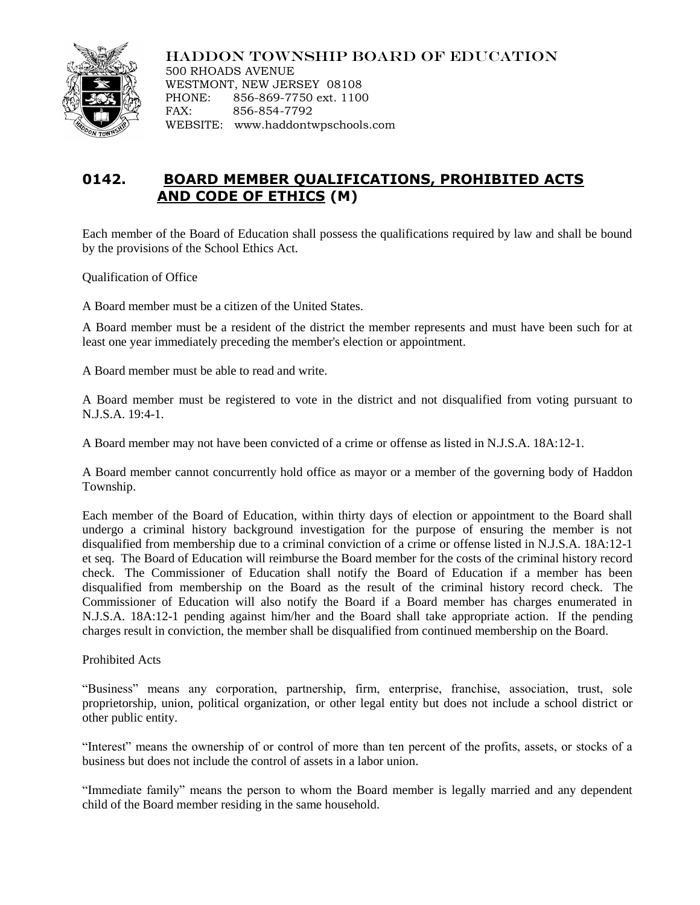HADDON TOWNSHIP BOARD OF EDUCATION
500 RHOADS AVENUE
WESTMONT, NEW JERSEY 08108
PHONE: 856-869-7750 ext. 1100
FAX: 856-854-7792
WEBSITE: www.haddontwpschools.com

# 0142. BOARD MEMBER QUALIFICATIONS, PROHIBITED ACTS AND CODE OF ETHICS (M)

Each member of the Board of Education shall possess the qualifications required by law and shall be bound by the provisions of the School Ethics Act.

Qualification of Office

A Board member must be a citizen of the United States.

A Board member must be a resident of the district the member represents and must have been such for at least one year immediately preceding the member's election or appointment.

A Board member must be able to read and write.

A Board member must be registered to vote in the district and not disqualified from voting pursuant to N.J.S.A. 19:4-1.

A Board member may not have been convicted of a crime or offense as listed in N.J.S.A. 18A:12-1.

A Board member cannot concurrently hold office as mayor or a member of the governing body of Haddon Township.

Each member of the Board of Education, within thirty days of election or appointment to the Board shall undergo a criminal history background investigation for the purpose of ensuring the member is not disqualified from membership due to a criminal conviction of a crime or offense listed in N.J.S.A. 18A:12-1 et seq. The Board of Education will reimburse the Board member for the costs of the criminal history record check. The Commissioner of Education shall notify the Board of Education if a member has been disqualified from membership on the Board as the result of the criminal history record check. The Commissioner of Education will also notify the Board if a Board member has charges enumerated in N.J.S.A. 18A:12-1 pending against him/her and the Board shall take appropriate action. If the pending charges result in conviction, the member shall be disqualified from continued membership on the Board.

Prohibited Acts

"Business" means any corporation, partnership, firm, enterprise, franchise, association, trust, sole proprietorship, union, political organization, or other legal entity but does not include a school district or other public entity.

"Interest" means the ownership of or control of more than ten percent of the profits, assets, or stocks of a business but does not include the control of assets in a labor union.

"Immediate family" means the person to whom the Board member is legally married and any dependent child of the Board member residing in the same household.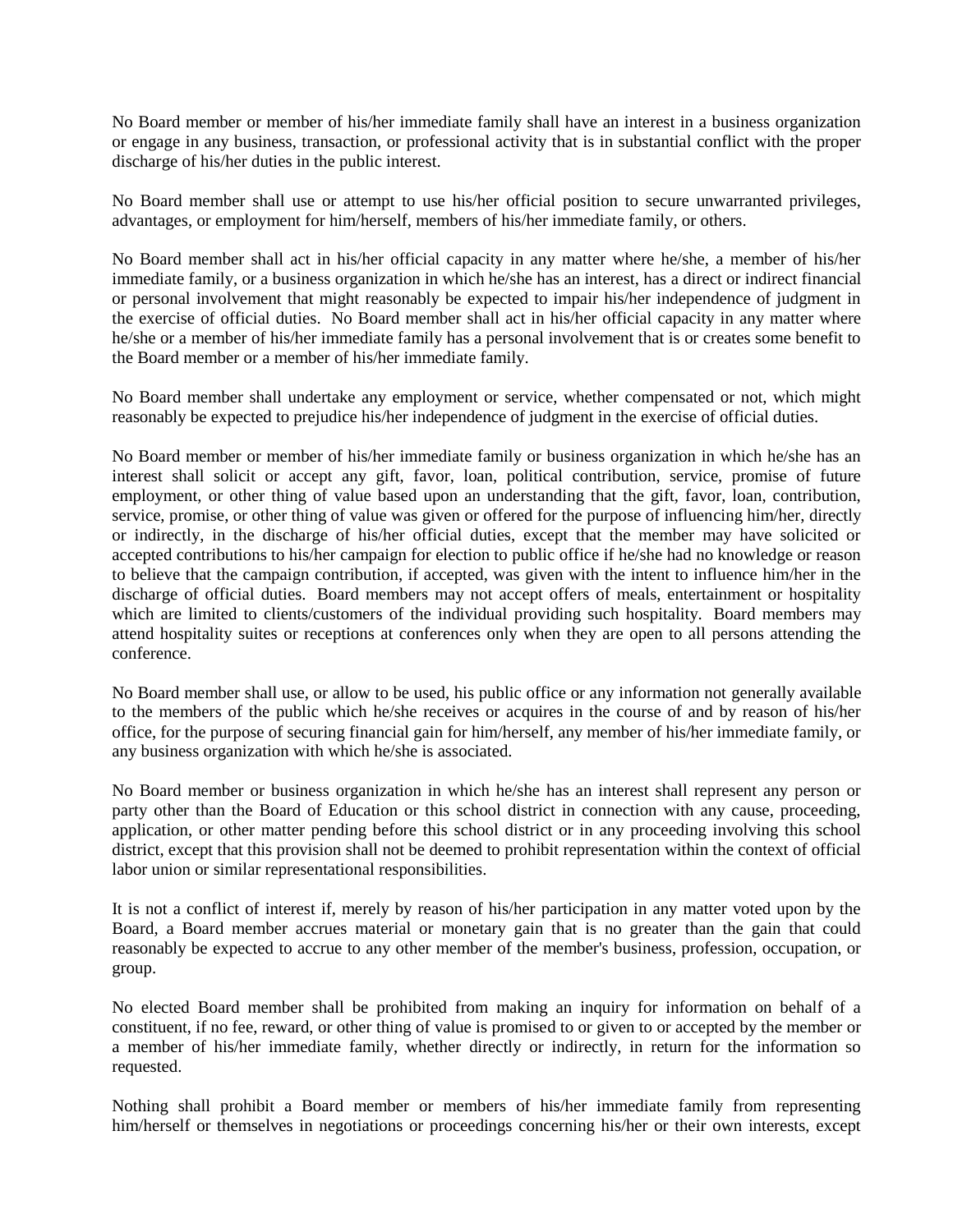No Board member or member of his/her immediate family shall have an interest in a business organization or engage in any business, transaction, or professional activity that is in substantial conflict with the proper discharge of his/her duties in the public interest.

No Board member shall use or attempt to use his/her official position to secure unwarranted privileges, advantages, or employment for him/herself, members of his/her immediate family, or others.

No Board member shall act in his/her official capacity in any matter where he/she, a member of his/her immediate family, or a business organization in which he/she has an interest, has a direct or indirect financial or personal involvement that might reasonably be expected to impair his/her independence of judgment in the exercise of official duties. No Board member shall act in his/her official capacity in any matter where he/she or a member of his/her immediate family has a personal involvement that is or creates some benefit to the Board member or a member of his/her immediate family.

No Board member shall undertake any employment or service, whether compensated or not, which might reasonably be expected to prejudice his/her independence of judgment in the exercise of official duties.

No Board member or member of his/her immediate family or business organization in which he/she has an interest shall solicit or accept any gift, favor, loan, political contribution, service, promise of future employment, or other thing of value based upon an understanding that the gift, favor, loan, contribution, service, promise, or other thing of value was given or offered for the purpose of influencing him/her, directly or indirectly, in the discharge of his/her official duties, except that the member may have solicited or accepted contributions to his/her campaign for election to public office if he/she had no knowledge or reason to believe that the campaign contribution, if accepted, was given with the intent to influence him/her in the discharge of official duties. Board members may not accept offers of meals, entertainment or hospitality which are limited to clients/customers of the individual providing such hospitality. Board members may attend hospitality suites or receptions at conferences only when they are open to all persons attending the conference.

No Board member shall use, or allow to be used, his public office or any information not generally available to the members of the public which he/she receives or acquires in the course of and by reason of his/her office, for the purpose of securing financial gain for him/herself, any member of his/her immediate family, or any business organization with which he/she is associated.

No Board member or business organization in which he/she has an interest shall represent any person or party other than the Board of Education or this school district in connection with any cause, proceeding, application, or other matter pending before this school district or in any proceeding involving this school district, except that this provision shall not be deemed to prohibit representation within the context of official labor union or similar representational responsibilities.

It is not a conflict of interest if, merely by reason of his/her participation in any matter voted upon by the Board, a Board member accrues material or monetary gain that is no greater than the gain that could reasonably be expected to accrue to any other member of the member's business, profession, occupation, or group.

No elected Board member shall be prohibited from making an inquiry for information on behalf of a constituent, if no fee, reward, or other thing of value is promised to or given to or accepted by the member or a member of his/her immediate family, whether directly or indirectly, in return for the information so requested.

Nothing shall prohibit a Board member or members of his/her immediate family from representing him/herself or themselves in negotiations or proceedings concerning his/her or their own interests, except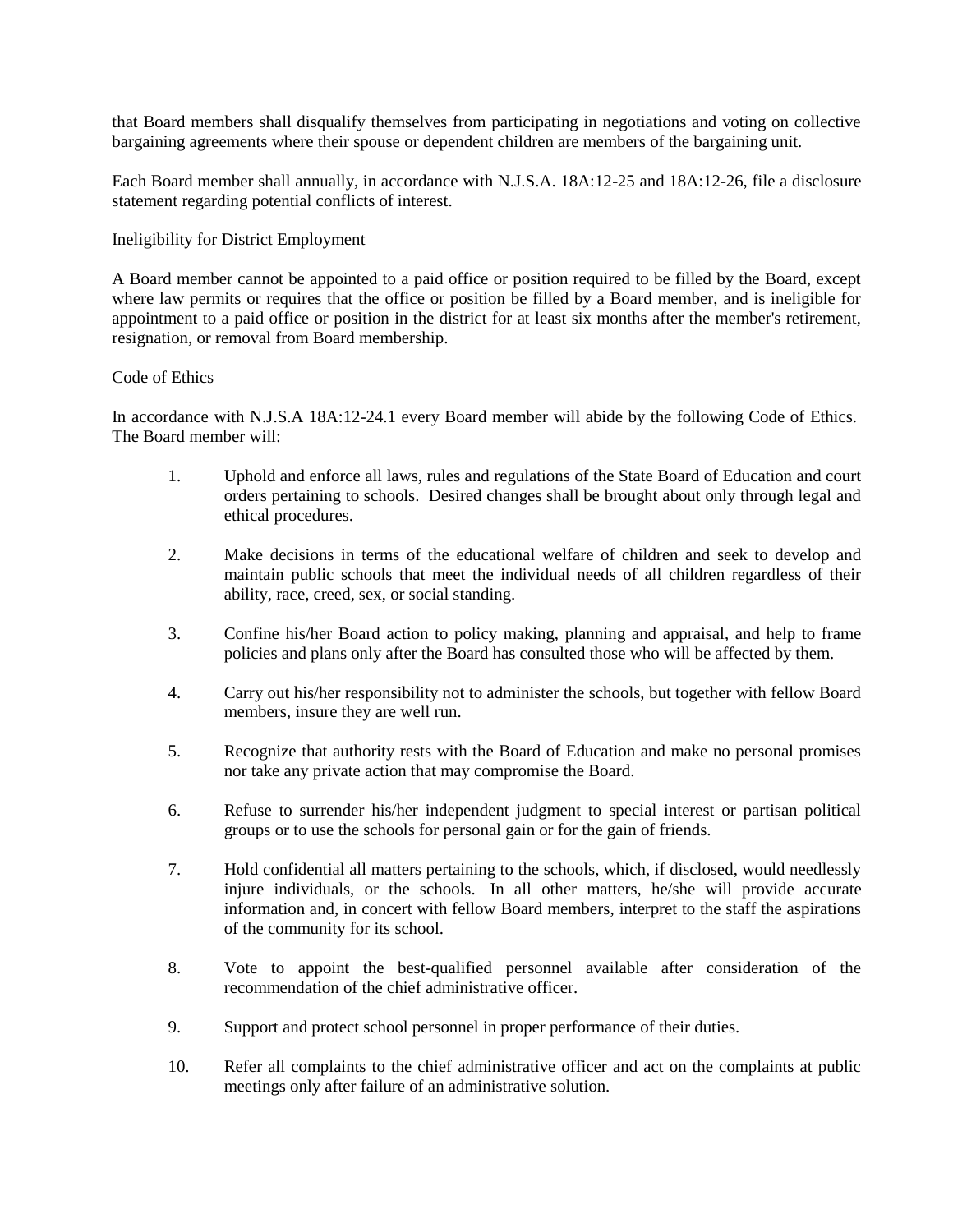that Board members shall disqualify themselves from participating in negotiations and voting on collective bargaining agreements where their spouse or dependent children are members of the bargaining unit.

Each Board member shall annually, in accordance with N.J.S.A. 18A:12-25 and 18A:12-26, file a disclosure statement regarding potential conflicts of interest.

Ineligibility for District Employment

A Board member cannot be appointed to a paid office or position required to be filled by the Board, except where law permits or requires that the office or position be filled by a Board member, and is ineligible for appointment to a paid office or position in the district for at least six months after the member's retirement, resignation, or removal from Board membership.

Code of Ethics

In accordance with N.J.S.A 18A:12-24.1 every Board member will abide by the following Code of Ethics. The Board member will:

1. Uphold and enforce all laws, rules and regulations of the State Board of Education and court orders pertaining to schools. Desired changes shall be brought about only through legal and ethical procedures.

2. Make decisions in terms of the educational welfare of children and seek to develop and maintain public schools that meet the individual needs of all children regardless of their ability, race, creed, sex, or social standing.

3. Confine his/her Board action to policy making, planning and appraisal, and help to frame policies and plans only after the Board has consulted those who will be affected by them.

4. Carry out his/her responsibility not to administer the schools, but together with fellow Board members, insure they are well run.

5. Recognize that authority rests with the Board of Education and make no personal promises nor take any private action that may compromise the Board.

6. Refuse to surrender his/her independent judgment to special interest or partisan political groups or to use the schools for personal gain or for the gain of friends.

7. Hold confidential all matters pertaining to the schools, which, if disclosed, would needlessly injure individuals, or the schools. In all other matters, he/she will provide accurate information and, in concert with fellow Board members, interpret to the staff the aspirations of the community for its school.

8. Vote to appoint the best-qualified personnel available after consideration of the recommendation of the chief administrative officer.

9. Support and protect school personnel in proper performance of their duties.

10. Refer all complaints to the chief administrative officer and act on the complaints at public meetings only after failure of an administrative solution.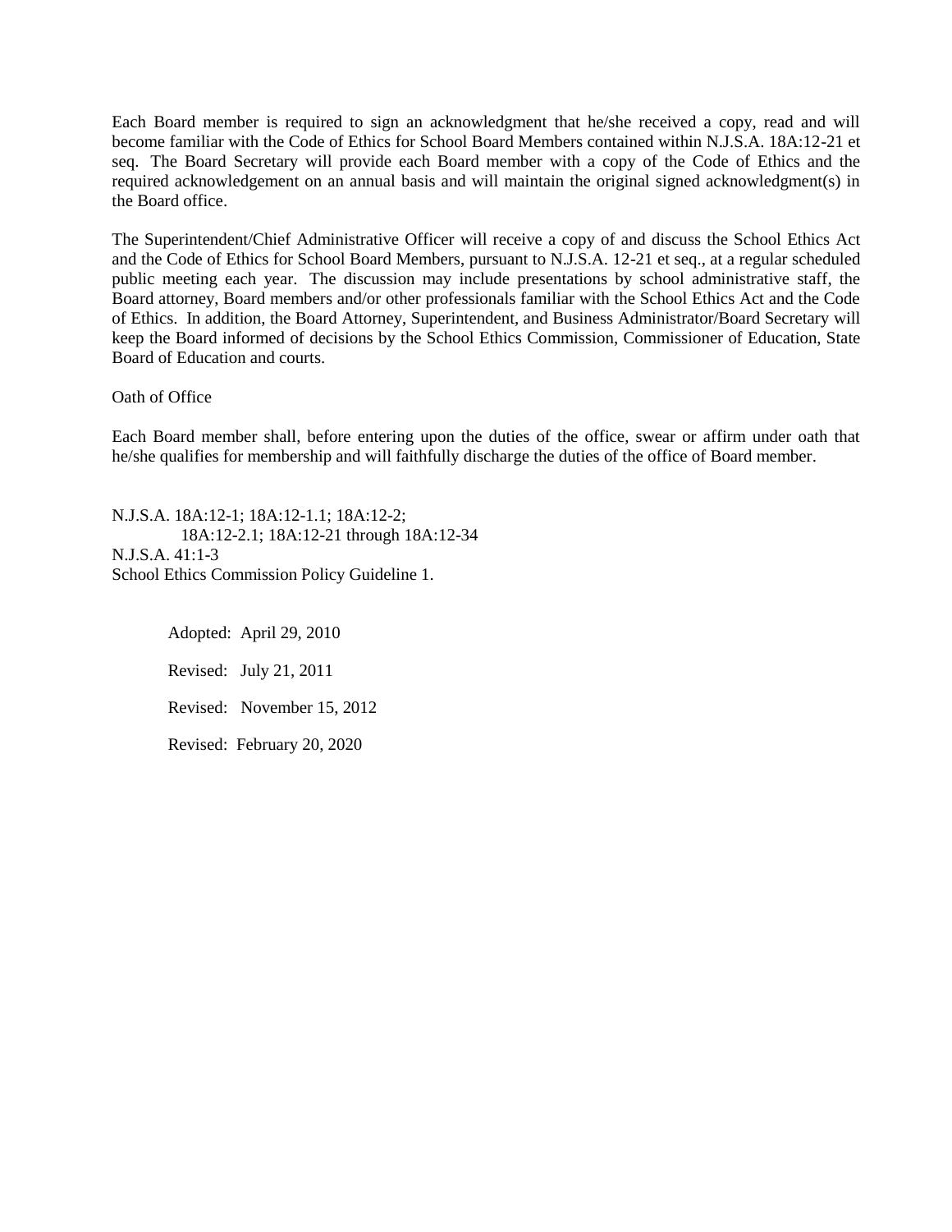Each Board member is required to sign an acknowledgment that he/she received a copy, read and will become familiar with the Code of Ethics for School Board Members contained within N.J.S.A. 18A:12-21 et seq. The Board Secretary will provide each Board member with a copy of the Code of Ethics and the required acknowledgement on an annual basis and will maintain the original signed acknowledgment(s) in the Board office.

The Superintendent/Chief Administrative Officer will receive a copy of and discuss the School Ethics Act and the Code of Ethics for School Board Members, pursuant to N.J.S.A. 12-21 et seq., at a regular scheduled public meeting each year. The discussion may include presentations by school administrative staff, the Board attorney, Board members and/or other professionals familiar with the School Ethics Act and the Code of Ethics. In addition, the Board Attorney, Superintendent, and Business Administrator/Board Secretary will keep the Board informed of decisions by the School Ethics Commission, Commissioner of Education, State Board of Education and courts.

Oath of Office

Each Board member shall, before entering upon the duties of the office, swear or affirm under oath that he/she qualifies for membership and will faithfully discharge the duties of the office of Board member.

N.J.S.A. 18A:12-1; 18A:12-1.1; 18A:12-2;
18A:12-2.1; 18A:12-21 through 18A:12-34
N.J.S.A. 41:1-3
School Ethics Commission Policy Guideline 1.

Adopted: April 29, 2010

Revised: July 21, 2011

Revised: November 15, 2012

Revised: February 20, 2020